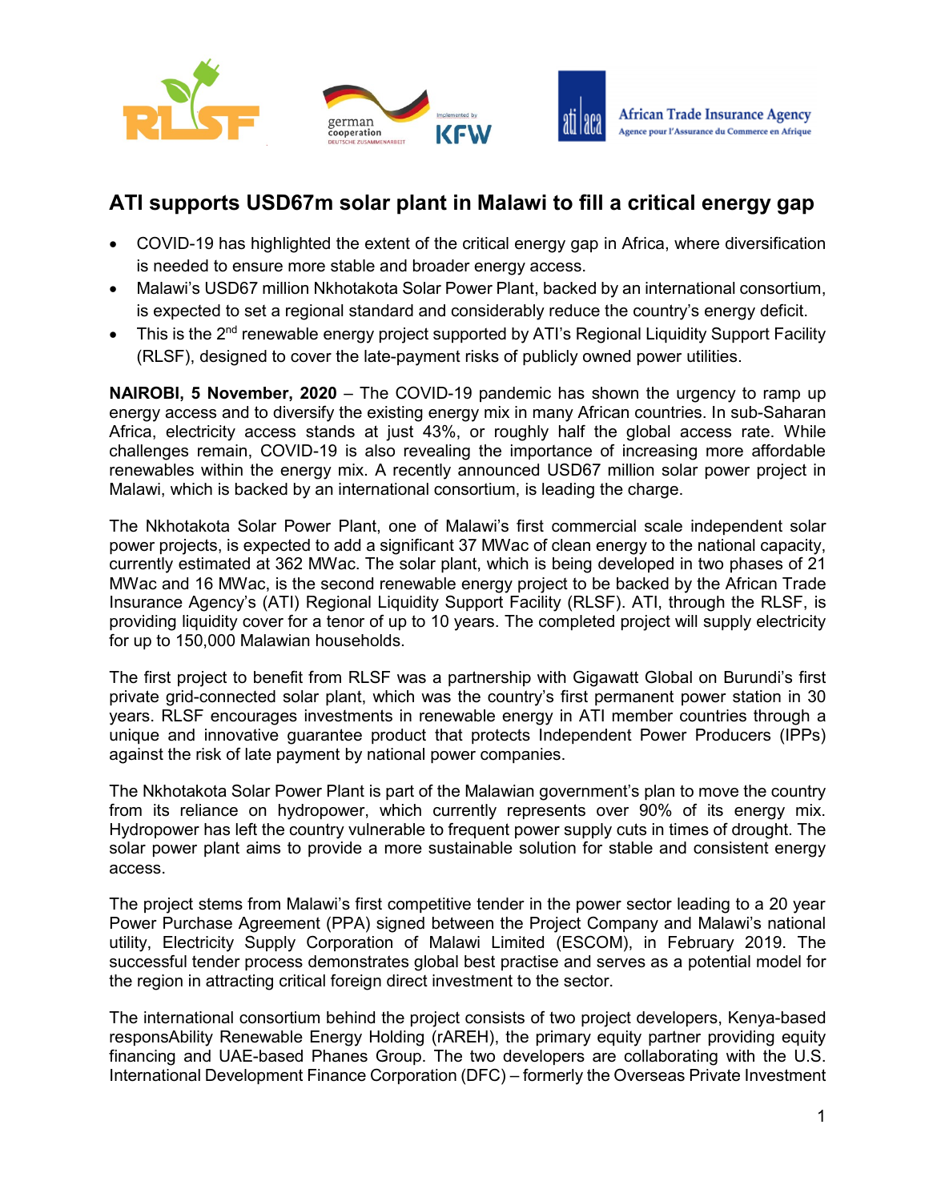# ATI supports USD67m solar plant in Malawi to fill a critical energy gap

- COVID-19 has highlighted the extent of the critical energy gap in Africa, where diversification is needed to ensure more stable and broader energy access.
- Malawi's USD67 million Nkhotakota Solar Power Plant, backed by an international consortium, is expected to set a regional standard and considerably reduce the country's energy deficit.
- This is the 2nd renewable energy project supported by ATI's Regional Liquidity Support Facility (RLSF), designed to cover the late-payment risks of publicly owned power utilities.

**NAIROBI, 5 November, 2020** – The COVID-19 pandemic has shown the urgency to ramp up energy access and to diversify the existing energy mix in many African countries. In sub-Saharan Africa, electricity access stands at just 43%, or roughly half the global access rate. While challenges remain, COVID-19 is also revealing the importance of increasing more affordable renewables within the energy mix. A recently announced USD67 million solar power project in Malawi, which is backed by an international consortium, is leading the charge.

The Nkhotakota Solar Power Plant, one of Malawi's first commercial scale independent solar power projects, is expected to add a significant 37 MWac of clean energy to the national capacity, currently estimated at 362 MWac. The solar plant, which is being developed in two phases of 21 MWac and 16 MWac, is the second renewable energy project to be backed by the African Trade Insurance Agency's (ATI) Regional Liquidity Support Facility (RLSF). ATI, through the RLSF, is providing liquidity cover for a tenor of up to 10 years. The completed project will supply electricity for up to 150,000 Malawian households.

The first project to benefit from RLSF was a partnership with Gigawatt Global on Burundi's first private grid-connected solar plant, which was the country's first permanent power station in 30 years. RLSF encourages investments in renewable energy in ATI member countries through a unique and innovative guarantee product that protects Independent Power Producers (IPPs) against the risk of late payment by national power companies.

The Nkhotakota Solar Power Plant is part of the Malawian government's plan to move the country from its reliance on hydropower, which currently represents over 90% of its energy mix. Hydropower has left the country vulnerable to frequent power supply cuts in times of drought. The solar power plant aims to provide a more sustainable solution for stable and consistent energy access.

The project stems from Malawi's first competitive tender in the power sector leading to a 20 year Power Purchase Agreement (PPA) signed between the Project Company and Malawi's national utility, Electricity Supply Corporation of Malawi Limited (ESCOM), in February 2019. The successful tender process demonstrates global best practise and serves as a potential model for the region in attracting critical foreign direct investment to the sector.

The international consortium behind the project consists of two project developers, Kenya-based responsAbility Renewable Energy Holding (rAREH), the primary equity partner providing equity financing and UAE-based Phanes Group. The two developers are collaborating with the U.S. International Development Finance Corporation (DFC) – formerly the Overseas Private Investment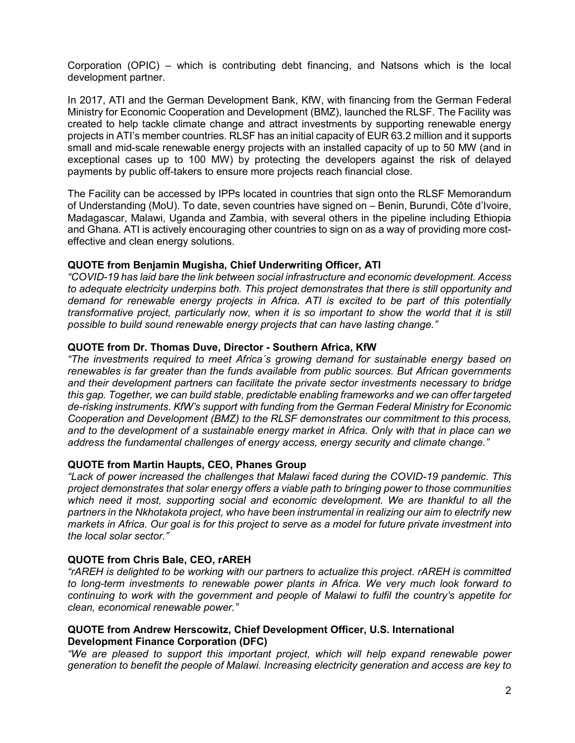Corporation (OPIC) – which is contributing debt financing, and Natsons which is the local development partner.

In 2017, ATI and the German Development Bank, KfW, with financing from the German Federal Ministry for Economic Cooperation and Development (BMZ), launched the RLSF. The Facility was created to help tackle climate change and attract investments by supporting renewable energy projects in ATI's member countries. RLSF has an initial capacity of EUR 63.2 million and it supports small and mid-scale renewable energy projects with an installed capacity of up to 50 MW (and in exceptional cases up to 100 MW) by protecting the developers against the risk of delayed payments by public off-takers to ensure more projects reach financial close.

The Facility can be accessed by IPPs located in countries that sign onto the RLSF Memorandum of Understanding (MoU). To date, seven countries have signed on – Benin, Burundi, Côte d'Ivoire, Madagascar, Malawi, Uganda and Zambia, with several others in the pipeline including Ethiopia and Ghana. ATI is actively encouraging other countries to sign on as a way of providing more cost-effective and clean energy solutions.

**QUOTE from Benjamin Mugisha, Chief Underwriting Officer, ATI**

*"COVID-19 has laid bare the link between social infrastructure and economic development. Access to adequate electricity underpins both. This project demonstrates that there is still opportunity and demand for renewable energy projects in Africa. ATI is excited to be part of this potentially transformative project, particularly now, when it is so important to show the world that it is still possible to build sound renewable energy projects that can have lasting change."*

**QUOTE from Dr. Thomas Duve, Director - Southern Africa, KfW**

*"The investments required to meet Africa´s growing demand for sustainable energy based on renewables is far greater than the funds available from public sources. But African governments and their development partners can facilitate the private sector investments necessary to bridge this gap. Together, we can build stable, predictable enabling frameworks and we can offer targeted de-risking instruments. KfW's support with funding from the German Federal Ministry for Economic Cooperation and Development (BMZ) to the RLSF demonstrates our commitment to this process, and to the development of a sustainable energy market in Africa. Only with that in place can we address the fundamental challenges of energy access, energy security and climate change."*

**QUOTE from Martin Haupts, CEO, Phanes Group**

*"Lack of power increased the challenges that Malawi faced during the COVID-19 pandemic. This project demonstrates that solar energy offers a viable path to bringing power to those communities which need it most, supporting social and economic development. We are thankful to all the partners in the Nkhotakota project, who have been instrumental in realizing our aim to electrify new markets in Africa. Our goal is for this project to serve as a model for future private investment into the local solar sector."*

**QUOTE from Chris Bale, CEO, rAREH**

*"rAREH is delighted to be working with our partners to actualize this project. rAREH is committed to long-term investments to renewable power plants in Africa. We very much look forward to continuing to work with the government and people of Malawi to fulfil the country's appetite for clean, economical renewable power."*

**QUOTE from Andrew Herscowitz, Chief Development Officer, U.S. International Development Finance Corporation (DFC)**

*"We are pleased to support this important project, which will help expand renewable power generation to benefit the people of Malawi. Increasing electricity generation and access are key to*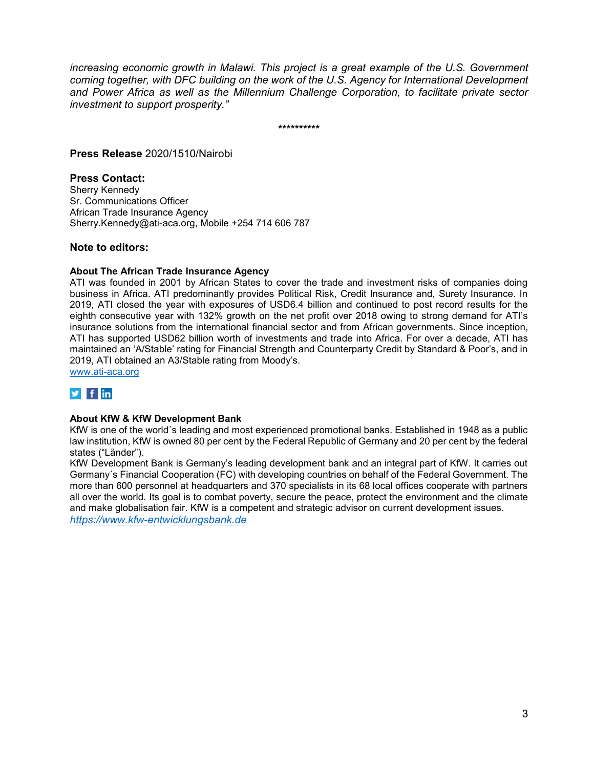*increasing economic growth in Malawi. This project is a great example of the U.S. Government coming together, with DFC building on the work of the U.S. Agency for International Development and Power Africa as well as the Millennium Challenge Corporation, to facilitate private sector investment to support prosperity."*

**********

**Press Release** 2020/1510/Nairobi

### Press Contact:

Sherry Kennedy
Sr. Communications Officer
African Trade Insurance Agency
Sherry.Kennedy@ati-aca.org, Mobile +254 714 606 787

### Note to editors:

**About The African Trade Insurance Agency**

ATI was founded in 2001 by African States to cover the trade and investment risks of companies doing business in Africa. ATI predominantly provides Political Risk, Credit Insurance and, Surety Insurance. In 2019, ATI closed the year with exposures of USD6.4 billion and continued to post record results for the eighth consecutive year with 132% growth on the net profit over 2018 owing to strong demand for ATI's insurance solutions from the international financial sector and from African governments. Since inception, ATI has supported USD62 billion worth of investments and trade into Africa. For over a decade, ATI has maintained an 'A/Stable' rating for Financial Strength and Counterparty Credit by Standard & Poor's, and in 2019, ATI obtained an A3/Stable rating from Moody's.
www.ati-aca.org

**About KfW & KfW Development Bank**

KfW is one of the world´s leading and most experienced promotional banks. Established in 1948 as a public law institution, KfW is owned 80 per cent by the Federal Republic of Germany and 20 per cent by the federal states ("Länder").
KfW Development Bank is Germany's leading development bank and an integral part of KfW. It carries out Germany´s Financial Cooperation (FC) with developing countries on behalf of the Federal Government. The more than 600 personnel at headquarters and 370 specialists in its 68 local offices cooperate with partners all over the world. Its goal is to combat poverty, secure the peace, protect the environment and the climate and make globalisation fair. KfW is a competent and strategic advisor on current development issues.
*https://www.kfw-entwicklungsbank.de*